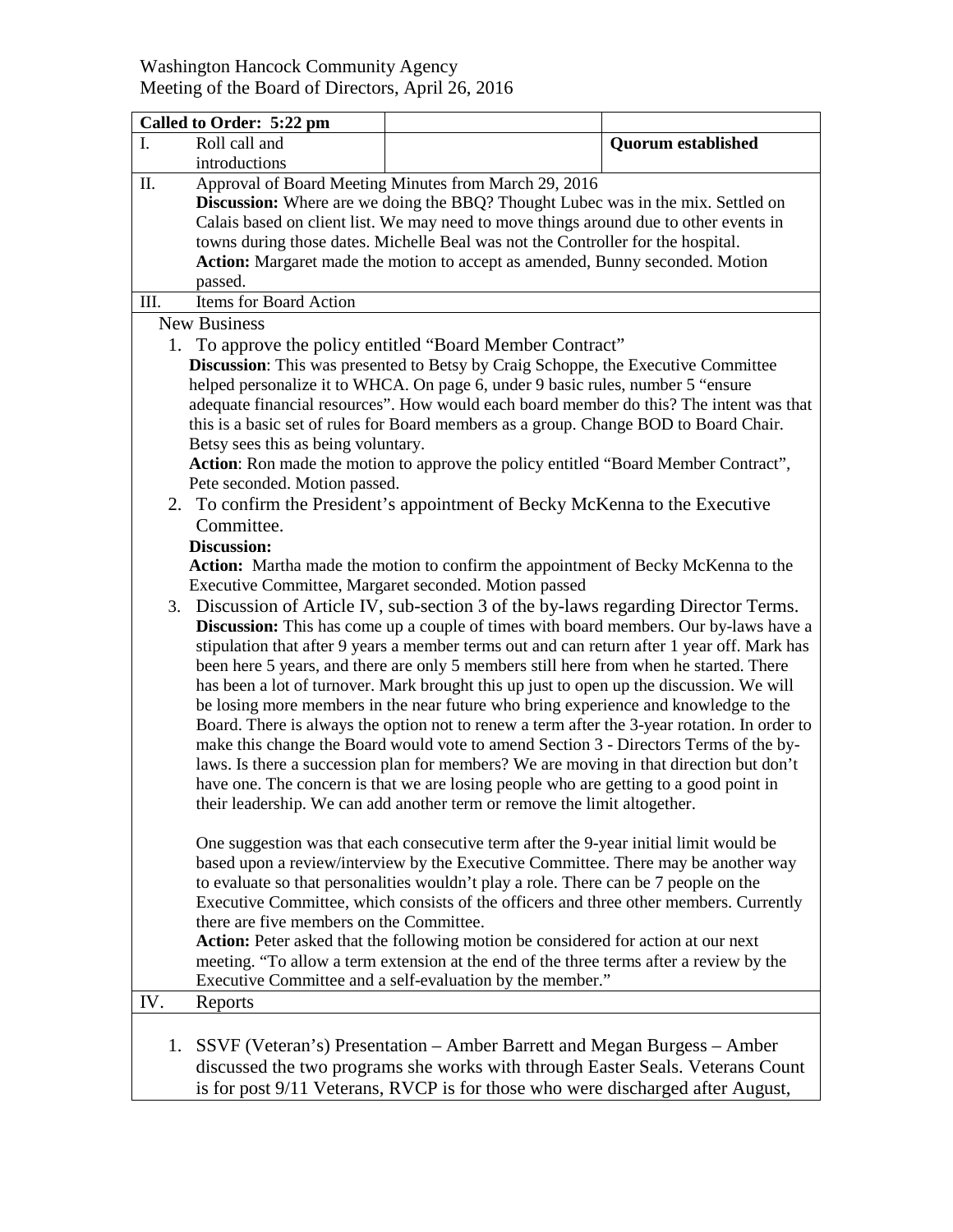Washington Hancock Community Agency
Meeting of the Board of Directors, April 26, 2016

| **Called to Order: 5:22 pm** | | |
|---|---|---|
| I. Roll call and introductions | | **Quorum established** |

**II. Approval of Board Meeting Minutes from March 29, 2016**

**Discussion:** Where are we doing the BBQ? Thought Lubec was in the mix. Settled on Calais based on client list. We may need to move things around due to other events in towns during those dates. Michelle Beal was not the Controller for the hospital.

**Action:** Margaret made the motion to accept as amended, Bunny seconded. Motion passed.

**III. Items for Board Action**

New Business

1. To approve the policy entitled "Board Member Contract"

   **Discussion**: This was presented to Betsy by Craig Schoppe, the Executive Committee helped personalize it to WHCA. On page 6, under 9 basic rules, number 5 "ensure adequate financial resources". How would each board member do this? The intent was that this is a basic set of rules for Board members as a group. Change BOD to Board Chair. Betsy sees this as being voluntary.

   **Action**: Ron made the motion to approve the policy entitled "Board Member Contract", Pete seconded. Motion passed.

2. To confirm the President's appointment of Becky McKenna to the Executive Committee.

   **Discussion:**

   **Action:** Martha made the motion to confirm the appointment of Becky McKenna to the Executive Committee, Margaret seconded. Motion passed

3. Discussion of Article IV, sub-section 3 of the by-laws regarding Director Terms.

   **Discussion:** This has come up a couple of times with board members. Our by-laws have a stipulation that after 9 years a member terms out and can return after 1 year off. Mark has been here 5 years, and there are only 5 members still here from when he started. There has been a lot of turnover. Mark brought this up just to open up the discussion. We will be losing more members in the near future who bring experience and knowledge to the Board. There is always the option not to renew a term after the 3-year rotation. In order to make this change the Board would vote to amend Section 3 - Directors Terms of the by-laws. Is there a succession plan for members? We are moving in that direction but don't have one. The concern is that we are losing people who are getting to a good point in their leadership. We can add another term or remove the limit altogether.

   One suggestion was that each consecutive term after the 9-year initial limit would be based upon a review/interview by the Executive Committee. There may be another way to evaluate so that personalities wouldn't play a role. There can be 7 people on the Executive Committee, which consists of the officers and three other members. Currently there are five members on the Committee.

   **Action:** Peter asked that the following motion be considered for action at our next meeting. "To allow a term extension at the end of the three terms after a review by the Executive Committee and a self-evaluation by the member."

**IV. Reports**

1. SSVF (Veteran's) Presentation – Amber Barrett and Megan Burgess – Amber discussed the two programs she works with through Easter Seals. Veterans Count is for post 9/11 Veterans, RVCP is for those who were discharged after August,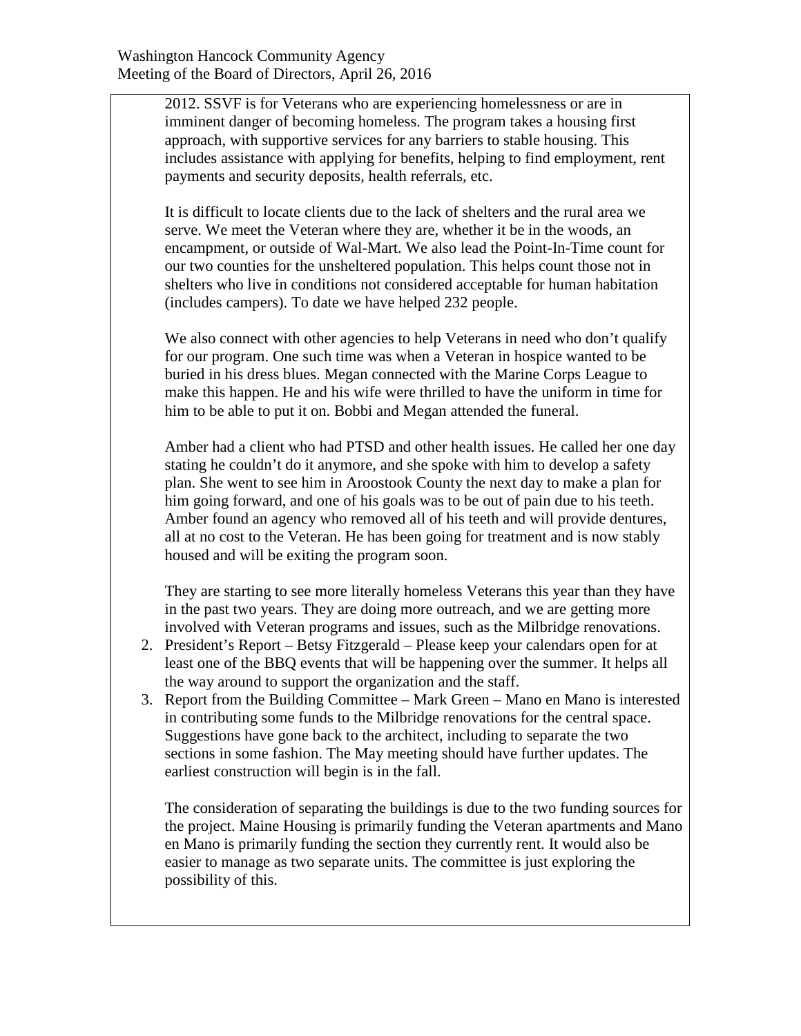2012. SSVF is for Veterans who are experiencing homelessness or are in imminent danger of becoming homeless. The program takes a housing first approach, with supportive services for any barriers to stable housing. This includes assistance with applying for benefits, helping to find employment, rent payments and security deposits, health referrals, etc.

It is difficult to locate clients due to the lack of shelters and the rural area we serve. We meet the Veteran where they are, whether it be in the woods, an encampment, or outside of Wal-Mart. We also lead the Point-In-Time count for our two counties for the unsheltered population. This helps count those not in shelters who live in conditions not considered acceptable for human habitation (includes campers). To date we have helped 232 people.

We also connect with other agencies to help Veterans in need who don't qualify for our program. One such time was when a Veteran in hospice wanted to be buried in his dress blues. Megan connected with the Marine Corps League to make this happen. He and his wife were thrilled to have the uniform in time for him to be able to put it on. Bobbi and Megan attended the funeral.

Amber had a client who had PTSD and other health issues. He called her one day stating he couldn't do it anymore, and she spoke with him to develop a safety plan. She went to see him in Aroostook County the next day to make a plan for him going forward, and one of his goals was to be out of pain due to his teeth. Amber found an agency who removed all of his teeth and will provide dentures, all at no cost to the Veteran. He has been going for treatment and is now stably housed and will be exiting the program soon.

They are starting to see more literally homeless Veterans this year than they have in the past two years. They are doing more outreach, and we are getting more involved with Veteran programs and issues, such as the Milbridge renovations.

2. President's Report – Betsy Fitzgerald – Please keep your calendars open for at least one of the BBQ events that will be happening over the summer. It helps all the way around to support the organization and the staff.
3. Report from the Building Committee – Mark Green – Mano en Mano is interested in contributing some funds to the Milbridge renovations for the central space. Suggestions have gone back to the architect, including to separate the two sections in some fashion. The May meeting should have further updates. The earliest construction will begin is in the fall.

   The consideration of separating the buildings is due to the two funding sources for the project. Maine Housing is primarily funding the Veteran apartments and Mano en Mano is primarily funding the section they currently rent. It would also be easier to manage as two separate units. The committee is just exploring the possibility of this.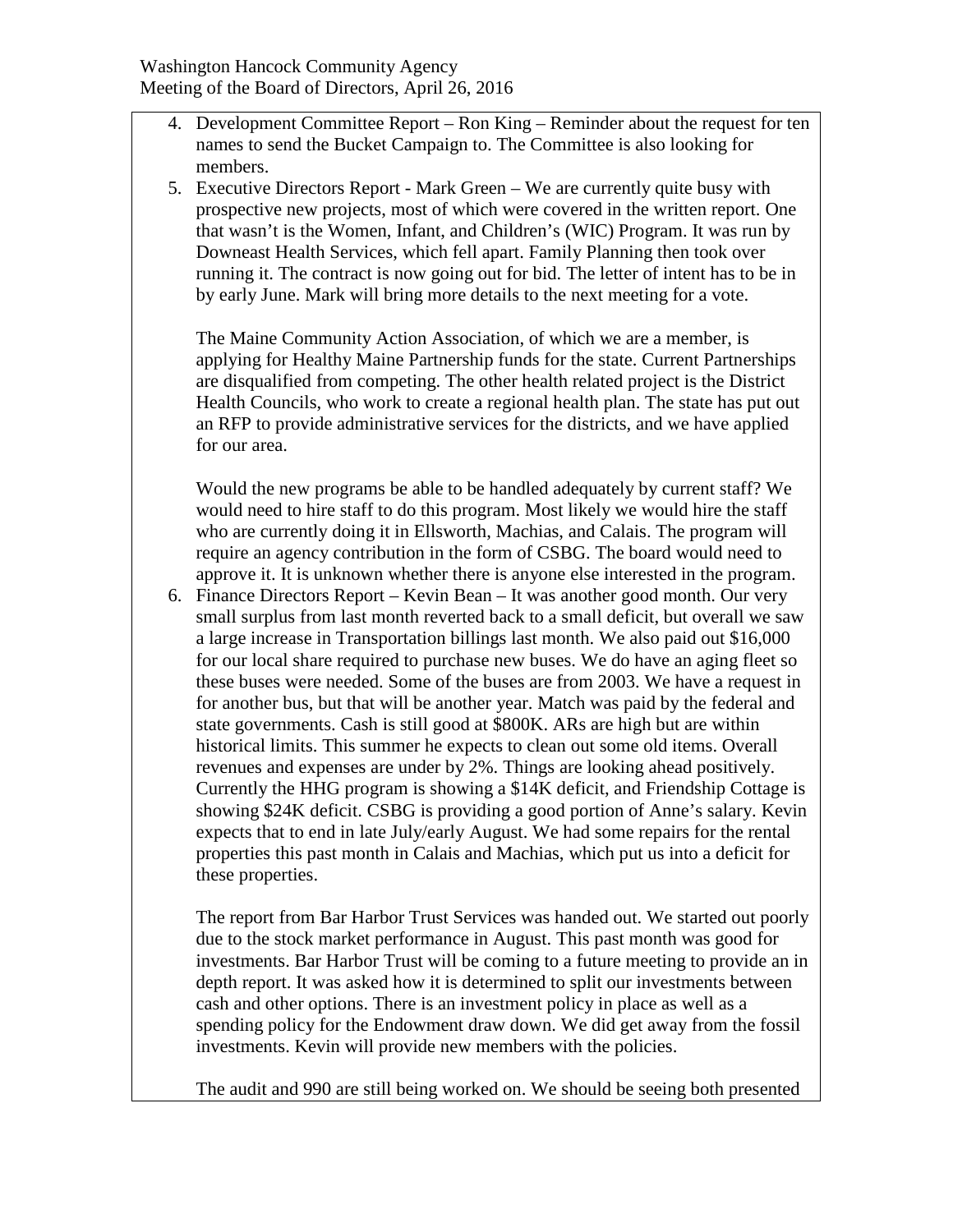4. Development Committee Report – Ron King – Reminder about the request for ten names to send the Bucket Campaign to. The Committee is also looking for members.
5. Executive Directors Report - Mark Green – We are currently quite busy with prospective new projects, most of which were covered in the written report. One that wasn't is the Women, Infant, and Children's (WIC) Program. It was run by Downeast Health Services, which fell apart. Family Planning then took over running it. The contract is now going out for bid. The letter of intent has to be in by early June. Mark will bring more details to the next meeting for a vote.

   The Maine Community Action Association, of which we are a member, is applying for Healthy Maine Partnership funds for the state. Current Partnerships are disqualified from competing. The other health related project is the District Health Councils, who work to create a regional health plan. The state has put out an RFP to provide administrative services for the districts, and we have applied for our area.

   Would the new programs be able to be handled adequately by current staff? We would need to hire staff to do this program. Most likely we would hire the staff who are currently doing it in Ellsworth, Machias, and Calais. The program will require an agency contribution in the form of CSBG. The board would need to approve it. It is unknown whether there is anyone else interested in the program.
6. Finance Directors Report – Kevin Bean – It was another good month. Our very small surplus from last month reverted back to a small deficit, but overall we saw a large increase in Transportation billings last month. We also paid out $16,000 for our local share required to purchase new buses. We do have an aging fleet so these buses were needed. Some of the buses are from 2003. We have a request in for another bus, but that will be another year. Match was paid by the federal and state governments. Cash is still good at $800K. ARs are high but are within historical limits. This summer he expects to clean out some old items. Overall revenues and expenses are under by 2%. Things are looking ahead positively. Currently the HHG program is showing a $14K deficit, and Friendship Cottage is showing $24K deficit. CSBG is providing a good portion of Anne's salary. Kevin expects that to end in late July/early August. We had some repairs for the rental properties this past month in Calais and Machias, which put us into a deficit for these properties.

   The report from Bar Harbor Trust Services was handed out. We started out poorly due to the stock market performance in August. This past month was good for investments. Bar Harbor Trust will be coming to a future meeting to provide an in depth report. It was asked how it is determined to split our investments between cash and other options. There is an investment policy in place as well as a spending policy for the Endowment draw down. We did get away from the fossil investments. Kevin will provide new members with the policies.

   The audit and 990 are still being worked on. We should be seeing both presented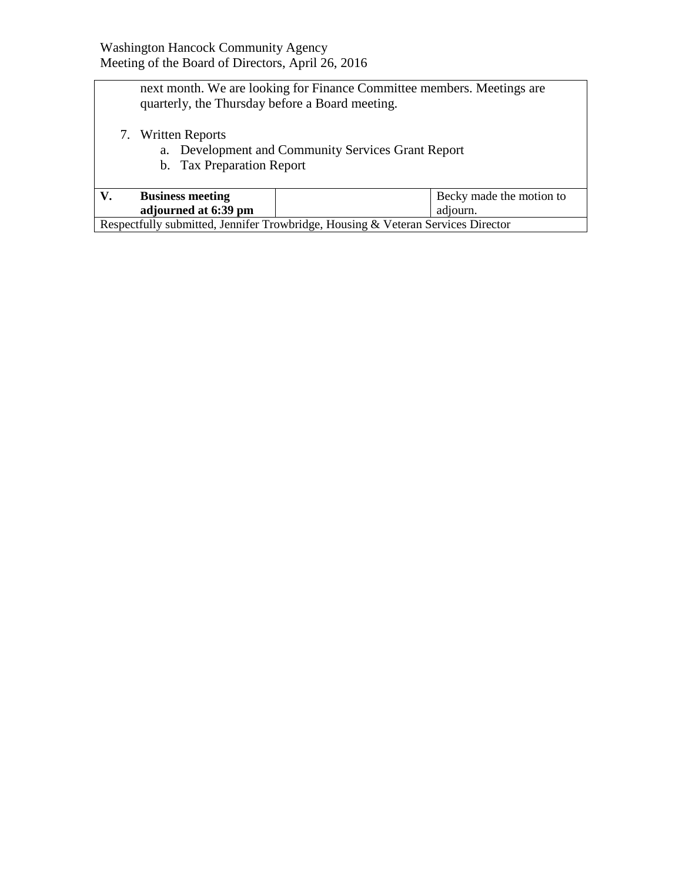next month. We are looking for Finance Committee members. Meetings are quarterly, the Thursday before a Board meeting.

7. Written Reports
    a. Development and Community Services Grant Report
    b. Tax Preparation Report

| | | | |
|---|---|---|---|
| **V.** | **Business meeting adjourned at 6:39 pm** | | Becky made the motion to adjourn. |

Respectfully submitted, Jennifer Trowbridge, Housing & Veteran Services Director